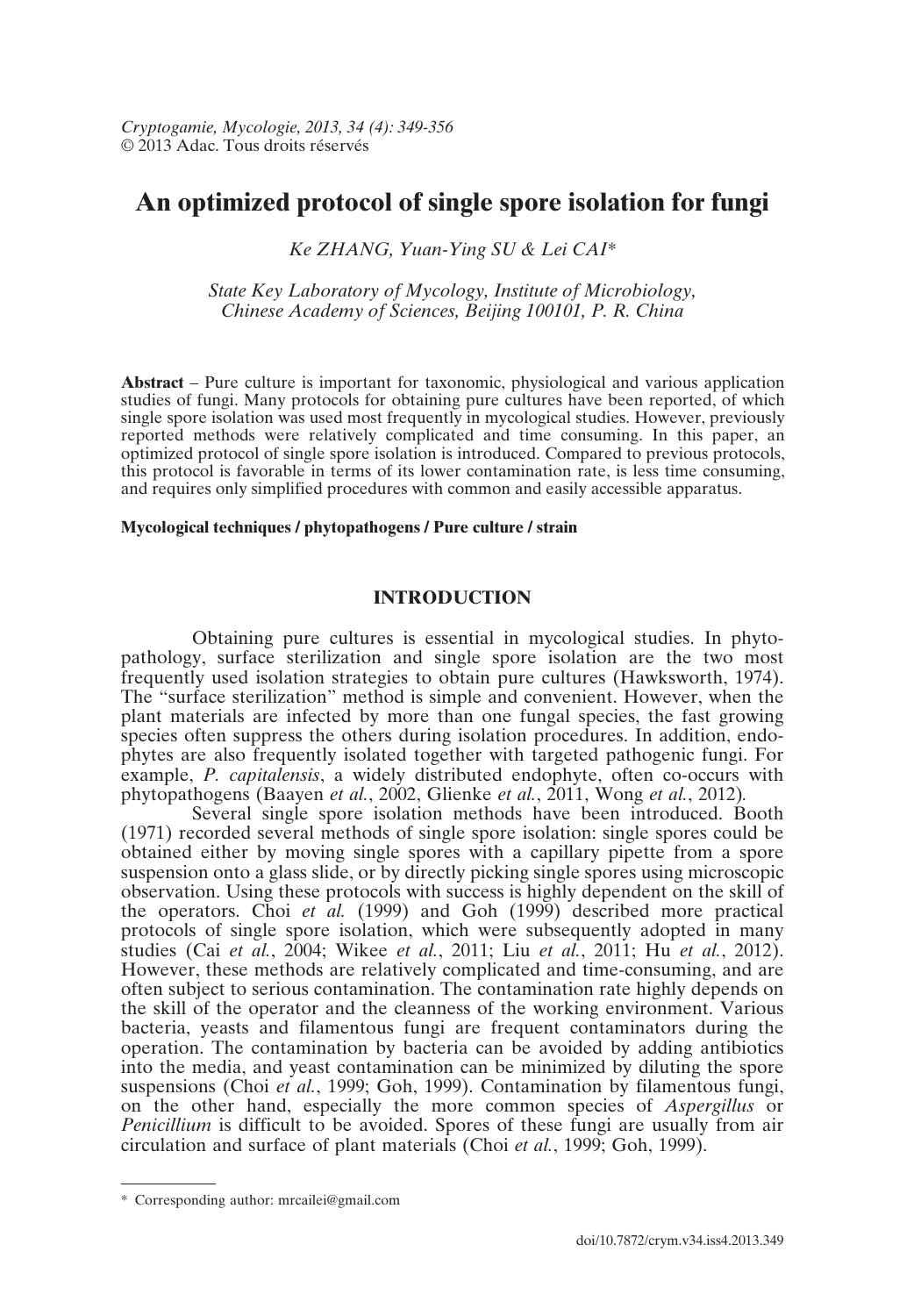*Cryptogamie, Mycologie, 2013, 34 (4): 349-356*
© 2013 Adac. Tous droits réservés

# An optimized protocol of single spore isolation for fungi

*Ke ZHANG, Yuan-Ying SU & Lei CAI\**

*State Key Laboratory of Mycology, Institute of Microbiology, Chinese Academy of Sciences, Beijing 100101, P. R. China*

**Abstract** – Pure culture is important for taxonomic, physiological and various application studies of fungi. Many protocols for obtaining pure cultures have been reported, of which single spore isolation was used most frequently in mycological studies. However, previously reported methods were relatively complicated and time consuming. In this paper, an optimized protocol of single spore isolation is introduced. Compared to previous protocols, this protocol is favorable in terms of its lower contamination rate, is less time consuming, and requires only simplified procedures with common and easily accessible apparatus.

**Mycological techniques / phytopathogens / Pure culture / strain**

## INTRODUCTION

Obtaining pure cultures is essential in mycological studies. In phytopathology, surface sterilization and single spore isolation are the two most frequently used isolation strategies to obtain pure cultures (Hawksworth, 1974). The "surface sterilization" method is simple and convenient. However, when the plant materials are infected by more than one fungal species, the fast growing species often suppress the others during isolation procedures. In addition, endophytes are also frequently isolated together with targeted pathogenic fungi. For example, *P. capitalensis*, a widely distributed endophyte, often co-occurs with phytopathogens (Baayen *et al.*, 2002, Glienke *et al.*, 2011, Wong *et al.*, 2012).

Several single spore isolation methods have been introduced. Booth (1971) recorded several methods of single spore isolation: single spores could be obtained either by moving single spores with a capillary pipette from a spore suspension onto a glass slide, or by directly picking single spores using microscopic observation. Using these protocols with success is highly dependent on the skill of the operators. Choi *et al.* (1999) and Goh (1999) described more practical protocols of single spore isolation, which were subsequently adopted in many studies (Cai *et al.*, 2004; Wikee *et al.*, 2011; Liu *et al.*, 2011; Hu *et al.*, 2012). However, these methods are relatively complicated and time-consuming, and are often subject to serious contamination. The contamination rate highly depends on the skill of the operator and the cleanness of the working environment. Various bacteria, yeasts and filamentous fungi are frequent contaminators during the operation. The contamination by bacteria can be avoided by adding antibiotics into the media, and yeast contamination can be minimized by diluting the spore suspensions (Choi *et al.*, 1999; Goh, 1999). Contamination by filamentous fungi, on the other hand, especially the more common species of *Aspergillus* or *Penicillium* is difficult to be avoided. Spores of these fungi are usually from air circulation and surface of plant materials (Choi *et al.*, 1999; Goh, 1999).

\* Corresponding author: mrcailei@gmail.com

doi/10.7872/crym.v34.iss4.2013.349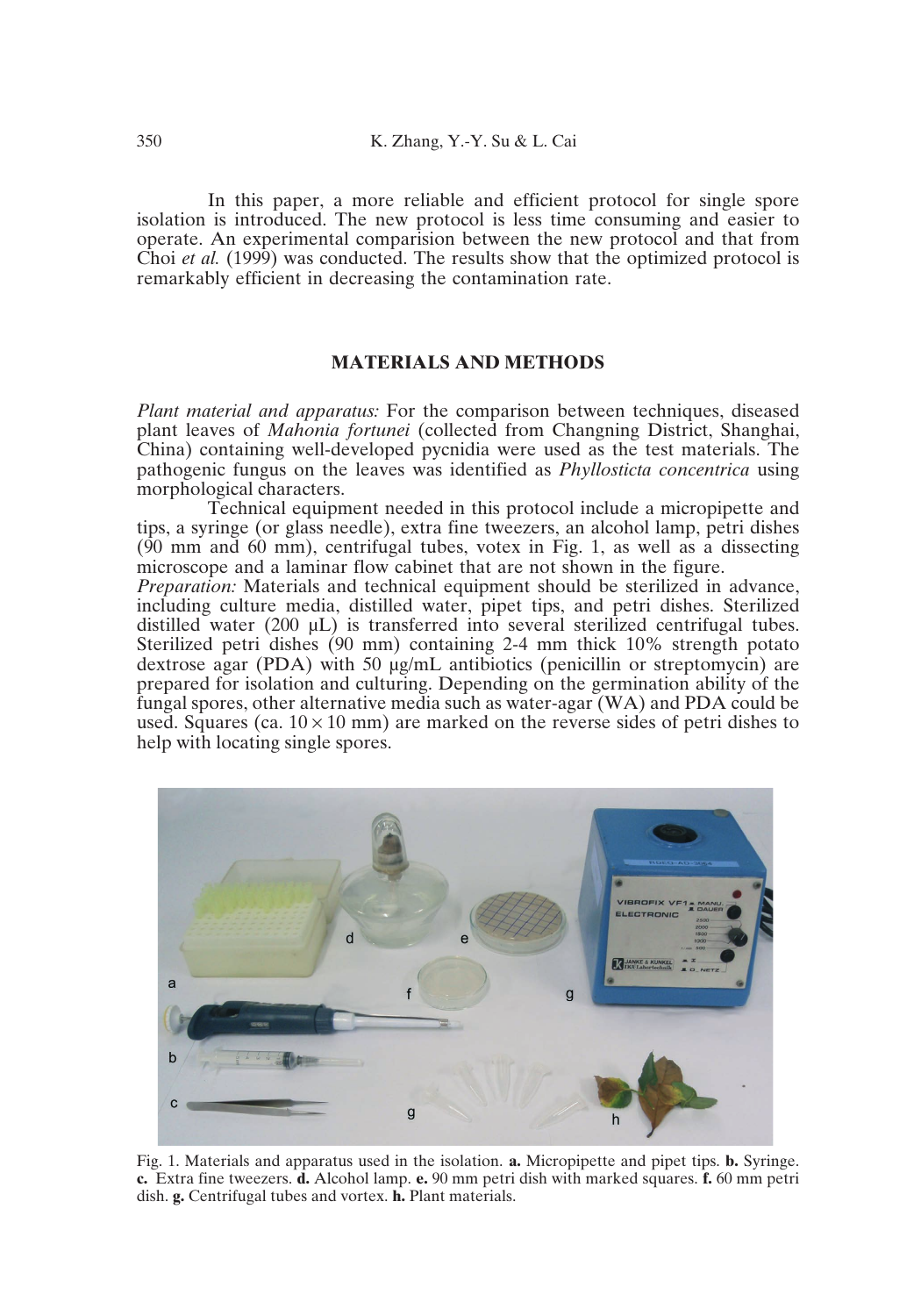In this paper, a more reliable and efficient protocol for single spore isolation is introduced. The new protocol is less time consuming and easier to operate. An experimental comparision between the new protocol and that from Choi *et al.* (1999) was conducted. The results show that the optimized protocol is remarkably efficient in decreasing the contamination rate.

## MATERIALS AND METHODS

*Plant material and apparatus:* For the comparison between techniques, diseased plant leaves of *Mahonia fortunei* (collected from Changning District, Shanghai, China) containing well-developed pycnidia were used as the test materials. The pathogenic fungus on the leaves was identified as *Phyllosticta concentrica* using morphological characters.

Technical equipment needed in this protocol include a micropipette and tips, a syringe (or glass needle), extra fine tweezers, an alcohol lamp, petri dishes (90 mm and 60 mm), centrifugal tubes, votex in Fig. 1, as well as a dissecting microscope and a laminar flow cabinet that are not shown in the figure.

*Preparation:* Materials and technical equipment should be sterilized in advance, including culture media, distilled water, pipet tips, and petri dishes. Sterilized distilled water (200 μL) is transferred into several sterilized centrifugal tubes. Sterilized petri dishes (90 mm) containing 2-4 mm thick 10% strength potato dextrose agar (PDA) with 50 μg/mL antibiotics (penicillin or streptomycin) are prepared for isolation and culturing. Depending on the germination ability of the fungal spores, other alternative media such as water-agar (WA) and PDA could be used. Squares (ca. $10 \times 10$ mm) are marked on the reverse sides of petri dishes to help with locating single spores.

Fig. 1. Materials and apparatus used in the isolation. **a.** Micropipette and pipet tips. **b.** Syringe. **c.** Extra fine tweezers. **d.** Alcohol lamp. **e.** 90 mm petri dish with marked squares. **f.** 60 mm petri dish. **g.** Centrifugal tubes and vortex. **h.** Plant materials.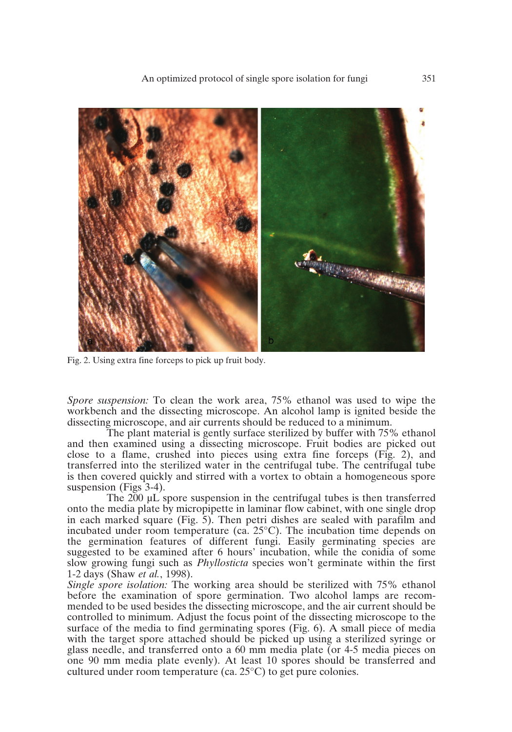Fig. 2. Using extra fine forceps to pick up fruit body.

*Spore suspension:* To clean the work area, 75% ethanol was used to wipe the workbench and the dissecting microscope. An alcohol lamp is ignited beside the dissecting microscope, and air currents should be reduced to a minimum.

The plant material is gently surface sterilized by buffer with 75% ethanol and then examined using a dissecting microscope. Fruit bodies are picked out close to a flame, crushed into pieces using extra fine forceps (Fig. 2), and transferred into the sterilized water in the centrifugal tube. The centrifugal tube is then covered quickly and stirred with a vortex to obtain a homogeneous spore suspension (Figs 3-4).

The 200 μL spore suspension in the centrifugal tubes is then transferred onto the media plate by micropipette in laminar flow cabinet, with one single drop in each marked square (Fig. 5). Then petri dishes are sealed with parafilm and incubated under room temperature (ca. 25°C). The incubation time depends on the germination features of different fungi. Easily germinating species are suggested to be examined after 6 hours' incubation, while the conidia of some slow growing fungi such as *Phyllosticta* species won't germinate within the first 1-2 days (Shaw *et al.*, 1998).

*Single spore isolation:* The working area should be sterilized with 75% ethanol before the examination of spore germination. Two alcohol lamps are recommended to be used besides the dissecting microscope, and the air current should be controlled to minimum. Adjust the focus point of the dissecting microscope to the surface of the media to find germinating spores (Fig. 6). A small piece of media with the target spore attached should be picked up using a sterilized syringe or glass needle, and transferred onto a 60 mm media plate (or 4-5 media pieces on one 90 mm media plate evenly). At least 10 spores should be transferred and cultured under room temperature (ca. 25°C) to get pure colonies.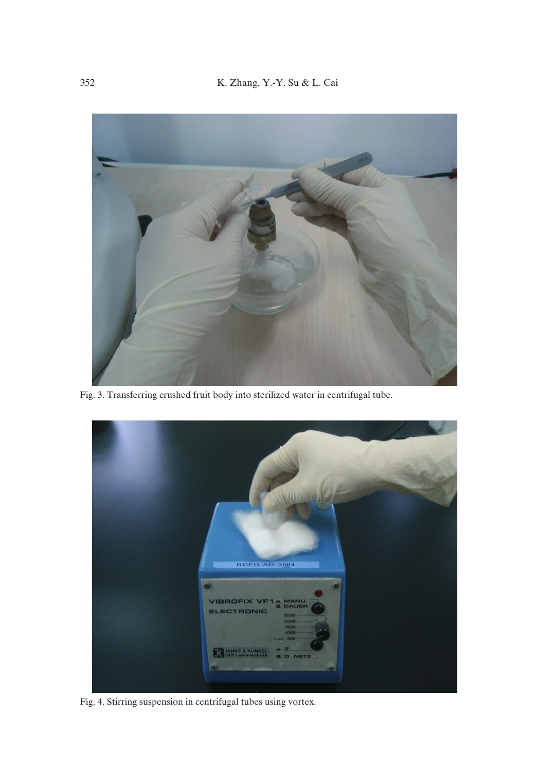Fig. 3. Transferring crushed fruit body into sterilized water in centrifugal tube.

Fig. 4. Stirring suspension in centrifugal tubes using vortex.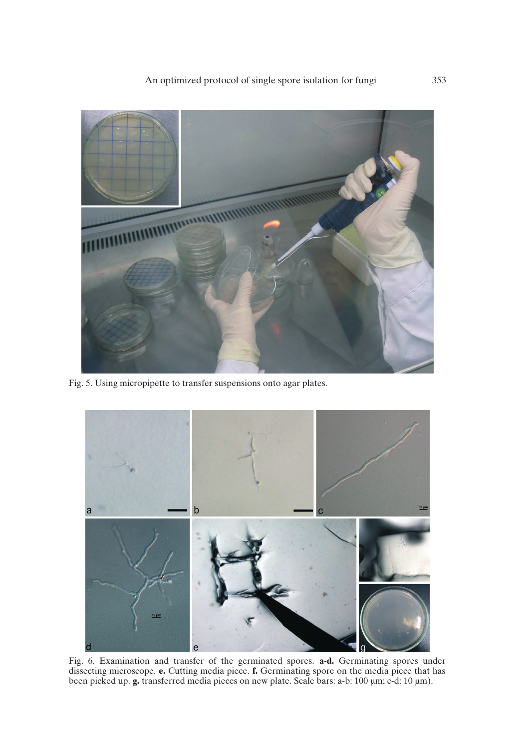Fig. 5. Using micropipette to transfer suspensions onto agar plates.

Fig. 6. Examination and transfer of the germinated spores. **a-d.** Germinating spores under dissecting microscope. **e.** Cutting media piece. **f.** Germinating spore on the media piece that has been picked up. **g.** transferred media pieces on new plate. Scale bars: a-b: 100 μm; c-d: 10 μm).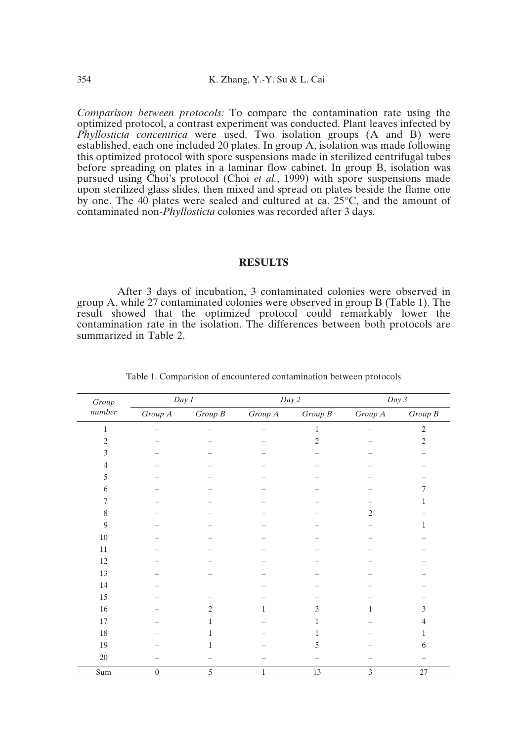*Comparison between protocols:* To compare the contamination rate using the optimized protocol, a contrast experiment was conducted. Plant leaves infected by *Phyllosticta concentrica* were used. Two isolation groups (A and B) were established, each one included 20 plates. In group A, isolation was made following this optimized protocol with spore suspensions made in sterilized centrifugal tubes before spreading on plates in a laminar flow cabinet. In group B, isolation was pursued using Choi's protocol (Choi *et al.*, 1999) with spore suspensions made upon sterilized glass slides, then mixed and spread on plates beside the flame one by one. The 40 plates were sealed and cultured at ca. 25°C, and the amount of contaminated non-*Phyllosticta* colonies was recorded after 3 days.

## RESULTS

After 3 days of incubation, 3 contaminated colonies were observed in group A, while 27 contaminated colonies were observed in group B (Table 1). The result showed that the optimized protocol could remarkably lower the contamination rate in the isolation. The differences between both protocols are summarized in Table 2.

Table 1. Comparision of encountered contamination between protocols

| *Group number* | *Day 1* | | *Day 2* | | *Day 3* | |
|---|---|---|---|---|---|---|
| | *Group A* | *Group B* | *Group A* | *Group B* | *Group A* | *Group B* |
| 1 | – | – | – | 1 | – | 2 |
| 2 | – | – | – | 2 | – | 2 |
| 3 | – | – | – | – | – | – |
| 4 | – | – | – | – | – | – |
| 5 | – | – | – | – | – | – |
| 6 | – | – | – | – | – | 7 |
| 7 | – | – | – | – | – | 1 |
| 8 | – | – | – | – | 2 | – |
| 9 | – | – | – | – | – | 1 |
| 10 | – | – | – | – | – | – |
| 11 | – | – | – | – | – | – |
| 12 | – | – | – | – | – | – |
| 13 | – | – | – | – | – | – |
| 14 | – | | – | – | – | – |
| 15 | – | – | – | – | – | – |
| 16 | – | 2 | 1 | 3 | 1 | 3 |
| 17 | – | 1 | – | 1 | – | 4 |
| 18 | – | 1 | – | 1 | – | 1 |
| 19 | – | 1 | – | 5 | – | 6 |
| 20 | – | – | – | – | – | – |
| Sum | 0 | 5 | 1 | 13 | 3 | 27 |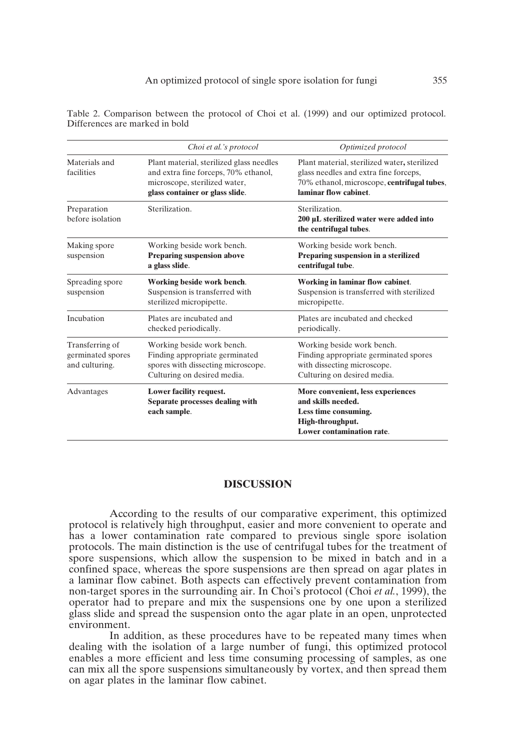Table 2. Comparison between the protocol of Choi et al. (1999) and our optimized protocol. Differences are marked in bold

| | *Choi et al.'s protocol* | *Optimized protocol* |
|---|---|---|
| Materials and facilities | Plant material, sterilized glass needles and extra fine forceps, 70% ethanol, microscope, sterilized water, **glass container or glass slide**. | Plant material, sterilized water**,** sterilized glass needles and extra fine forceps, 70% ethanol, microscope, **centrifugal tubes**, **laminar flow cabinet**. |
| Preparation before isolation | Sterilization. | Sterilization. **200 μL sterilized water were added into the centrifugal tubes**. |
| Making spore suspension | Working beside work bench. **Preparing suspension above a glass slide**. | Working beside work bench. **Preparing suspension in a sterilized centrifugal tube**. |
| Spreading spore suspension | **Working beside work bench**. Suspension is transferred with sterilized micropipette. | **Working in laminar flow cabinet**. Suspension is transferred with sterilized micropipette. |
| Incubation | Plates are incubated and checked periodically. | Plates are incubated and checked periodically. |
| Transferring of germinated spores and culturing. | Working beside work bench. Finding appropriate germinated spores with dissecting microscope. Culturing on desired media. | Working beside work bench. Finding appropriate germinated spores with dissecting microscope. Culturing on desired media. |
| Advantages | **Lower facility request. Separate processes dealing with each sample**. | **More convenient, less experiences and skills needed. Less time consuming. High-throughput. Lower contamination rate**. |

## DISCUSSION

According to the results of our comparative experiment, this optimized protocol is relatively high throughput, easier and more convenient to operate and has a lower contamination rate compared to previous single spore isolation protocols. The main distinction is the use of centrifugal tubes for the treatment of spore suspensions, which allow the suspension to be mixed in batch and in a confined space, whereas the spore suspensions are then spread on agar plates in a laminar flow cabinet. Both aspects can effectively prevent contamination from non-target spores in the surrounding air. In Choi's protocol (Choi *et al.*, 1999), the operator had to prepare and mix the suspensions one by one upon a sterilized glass slide and spread the suspension onto the agar plate in an open, unprotected environment.

In addition, as these procedures have to be repeated many times when dealing with the isolation of a large number of fungi, this optimized protocol enables a more efficient and less time consuming processing of samples, as one can mix all the spore suspensions simultaneously by vortex, and then spread them on agar plates in the laminar flow cabinet.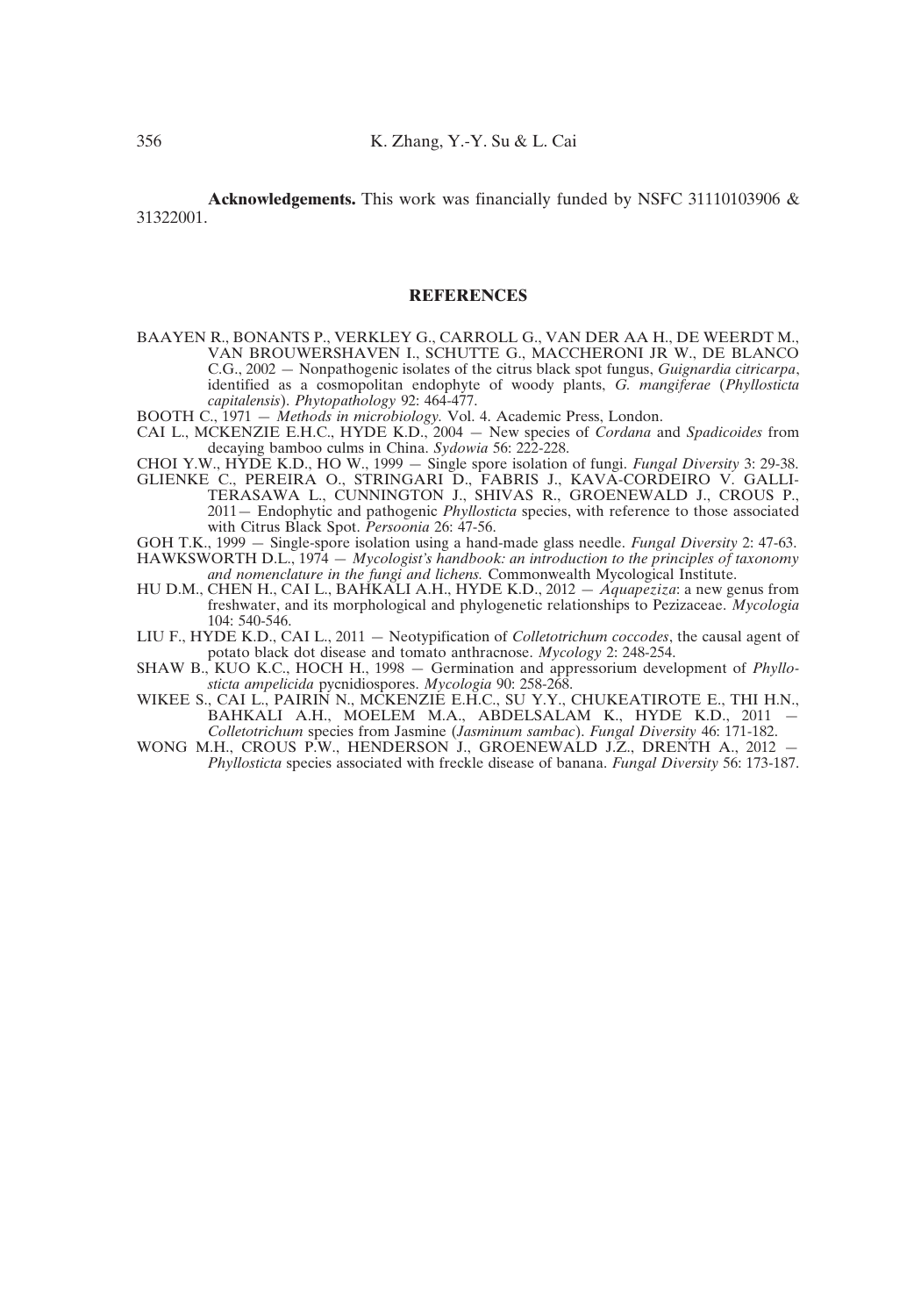**Acknowledgements.** This work was financially funded by NSFC 31110103906 & 31322001.

## REFERENCES

BAAYEN R., BONANTS P., VERKLEY G., CARROLL G., VAN DER AA H., DE WEERDT M., VAN BROUWERSHAVEN I., SCHUTTE G., MACCHERONI JR W., DE BLANCO C.G., 2002 — Nonpathogenic isolates of the citrus black spot fungus, *Guignardia citricarpa*, identified as a cosmopolitan endophyte of woody plants, *G. mangiferae* (*Phyllosticta capitalensis*). *Phytopathology* 92: 464-477.

BOOTH C., 1971 — *Methods in microbiology.* Vol. 4. Academic Press, London.

CAI L., MCKENZIE E.H.C., HYDE K.D., 2004 — New species of *Cordana* and *Spadicoides* from decaying bamboo culms in China. *Sydowia* 56: 222-228.

CHOI Y.W., HYDE K.D., HO W., 1999 — Single spore isolation of fungi. *Fungal Diversity* 3: 29-38.

GLIENKE C., PEREIRA O., STRINGARI D., FABRIS J., KAVA-CORDEIRO V. GALLI-TERASAWA L., CUNNINGTON J., SHIVAS R., GROENEWALD J., CROUS P., 2011— Endophytic and pathogenic *Phyllosticta* species, with reference to those associated with Citrus Black Spot. *Persoonia* 26: 47-56.

GOH T.K., 1999 — Single-spore isolation using a hand-made glass needle. *Fungal Diversity* 2: 47-63.

HAWKSWORTH D.L., 1974 — *Mycologist's handbook: an introduction to the principles of taxonomy and nomenclature in the fungi and lichens.* Commonwealth Mycological Institute.

HU D.M., CHEN H., CAI L., BAHKALI A.H., HYDE K.D., 2012 — *Aquapeziza*: a new genus from freshwater, and its morphological and phylogenetic relationships to Pezizaceae. *Mycologia* 104: 540-546.

LIU F., HYDE K.D., CAI L., 2011 — Neotypification of *Colletotrichum coccodes*, the causal agent of potato black dot disease and tomato anthracnose. *Mycology* 2: 248-254.

SHAW B., KUO K.C., HOCH H., 1998 — Germination and appressorium development of *Phyllosticta ampelicida* pycnidiospores. *Mycologia* 90: 258-268.

WIKEE S., CAI L., PAIRIN N., MCKENZIE E.H.C., SU Y.Y., CHUKEATIROTE E., THI H.N., BAHKALI A.H., MOELEM M.A., ABDELSALAM K., HYDE K.D., 2011 — *Colletotrichum* species from Jasmine (*Jasminum sambac*). *Fungal Diversity* 46: 171-182.

WONG M.H., CROUS P.W., HENDERSON J., GROENEWALD J.Z., DRENTH A., 2012 — *Phyllosticta* species associated with freckle disease of banana. *Fungal Diversity* 56: 173-187.